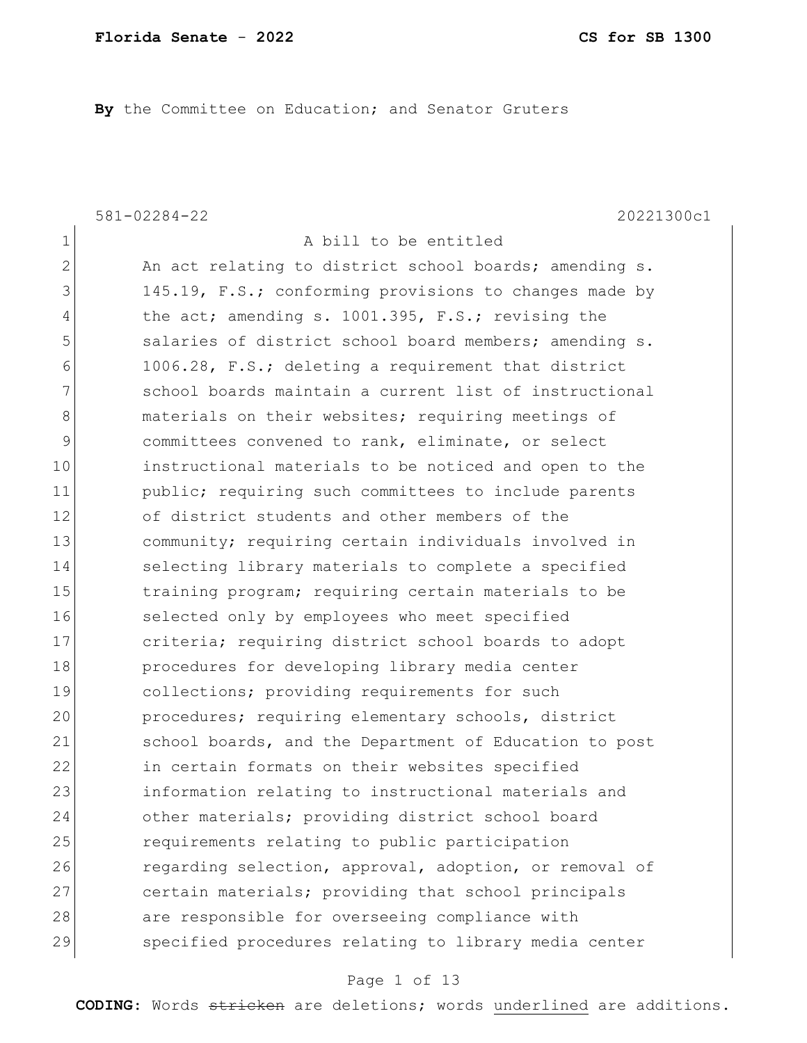By the Committee on Education; and Senator Gruters

581-02284-22 20221300c1

A bill to be entitled

An act relating to district school boards; amending s. 145.19, F.S.; conforming provisions to changes made by the act; amending s. 1001.395, F.S.; revising the salaries of district school board members; amending s. 1006.28, F.S.; deleting a requirement that district school boards maintain a current list of instructional materials on their websites; requiring meetings of committees convened to rank, eliminate, or select instructional materials to be noticed and open to the public; requiring such committees to include parents of district students and other members of the community; requiring certain individuals involved in selecting library materials to complete a specified training program; requiring certain materials to be selected only by employees who meet specified criteria; requiring district school boards to adopt procedures for developing library media center collections; providing requirements for such procedures; requiring elementary schools, district school boards, and the Department of Education to post in certain formats on their websites specified information relating to instructional materials and other materials; providing district school board requirements relating to public participation regarding selection, approval, adoption, or removal of certain materials; providing that school principals are responsible for overseeing compliance with specified procedures relating to library media center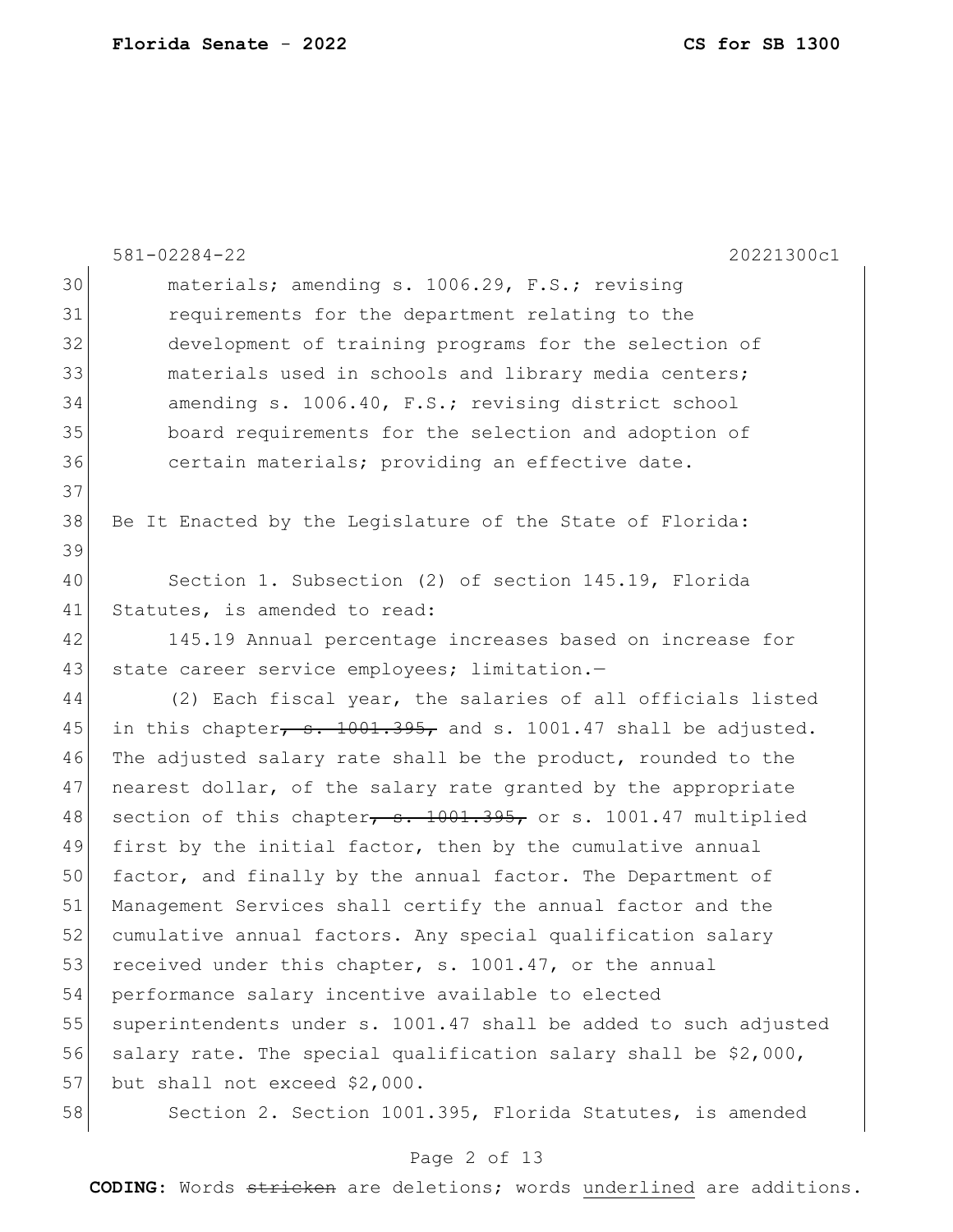materials; amending s. 1006.29, F.S.; revising requirements for the department relating to the development of training programs for the selection of materials used in schools and library media centers; amending s. 1006.40, F.S.; revising district school board requirements for the selection and adoption of certain materials; providing an effective date.

Be It Enacted by the Legislature of the State of Florida:

Section 1. Subsection (2) of section 145.19, Florida Statutes, is amended to read:

145.19 Annual percentage increases based on increase for state career service employees; limitation.—

(2) Each fiscal year, the salaries of all officials listed in this chapter~~, s. 1001.395,~~ and s. 1001.47 shall be adjusted. The adjusted salary rate shall be the product, rounded to the nearest dollar, of the salary rate granted by the appropriate section of this chapter~~, s. 1001.395,~~ or s. 1001.47 multiplied first by the initial factor, then by the cumulative annual factor, and finally by the annual factor. The Department of Management Services shall certify the annual factor and the cumulative annual factors. Any special qualification salary received under this chapter, s. 1001.47, or the annual performance salary incentive available to elected superintendents under s. 1001.47 shall be added to such adjusted salary rate. The special qualification salary shall be $2,000, but shall not exceed $2,000.

Section 2. Section 1001.395, Florida Statutes, is amended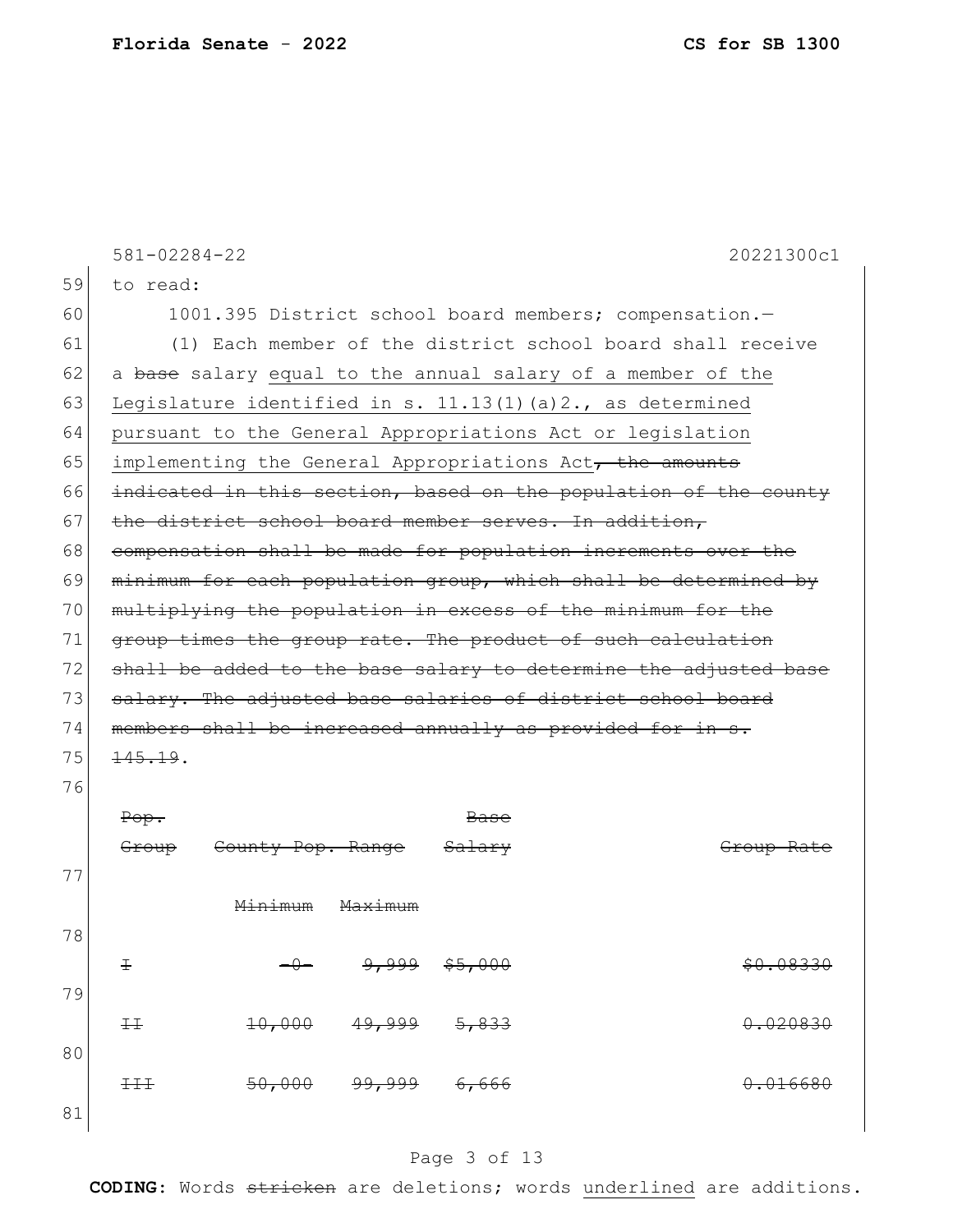581-02284-22 20221300c1

59 to read:

60 1001.395 District school board members; compensation.—

61 (1) Each member of the district school board shall receive

62 a ~~base~~ salary <u>equal to the annual salary of a member of the</u>

63 <u>Legislature identified in s. 11.13(1)(a)2., as determined</u>

64 <u>pursuant to the General Appropriations Act or legislation</u>

65 <u>implementing the General Appropriations Act</u>~~, the amounts~~

66 ~~indicated in this section, based on the population of the county~~

67 ~~the district school board member serves. In addition,~~

68 ~~compensation shall be made for population increments over the~~

69 ~~minimum for each population group, which shall be determined by~~

70 ~~multiplying the population in excess of the minimum for the~~

71 ~~group times the group rate. The product of such calculation~~

72 ~~shall be added to the base salary to determine the adjusted base~~

73 ~~salary. The adjusted base salaries of district school board~~

74 ~~members shall be increased annually as provided for in s.~~

75 ~~145.19~~.

76

| Line | ~~Pop. Group~~ | ~~County Pop. Range~~ | | ~~Base Salary~~ | ~~Group Rate~~ |
|---|---|---|---|---|---|
| 77 | | ~~Minimum~~ | ~~Maximum~~ | | |
| 78 | ~~I~~ | ~~-0-~~ | ~~9,999~~ | ~~$5,000~~ | ~~$0.08330~~ |
| 79 | ~~II~~ | ~~10,000~~ | ~~49,999~~ | ~~5,833~~ | ~~0.020830~~ |
| 80 | ~~III~~ | ~~50,000~~ | ~~99,999~~ | ~~6,666~~ | ~~0.016680~~ |

81

**CODING:** Words ~~stricken~~ are deletions; words <u>underlined</u> are additions.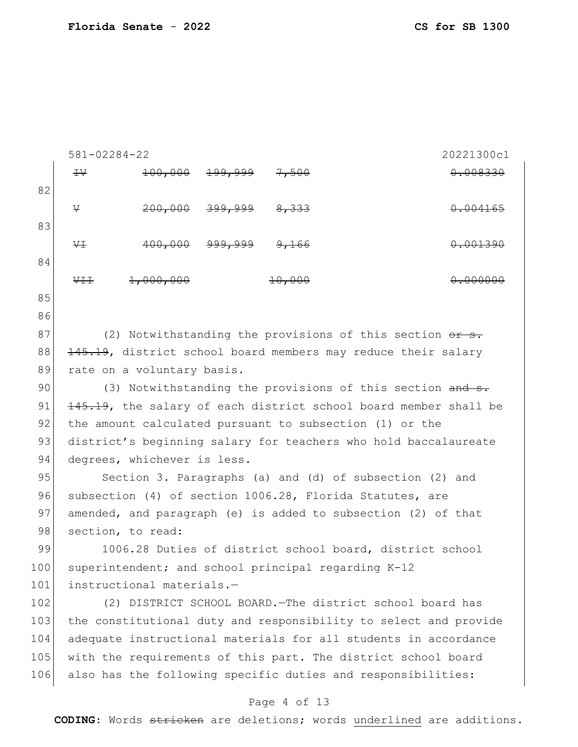581-02284-22 20221300c1

| | | | | |
|---|---|---|---|---|
| ~~IV~~ | ~~100,000~~ | ~~199,999~~ | ~~7,500~~ | ~~0.008330~~ |
| ~~V~~ | ~~200,000~~ | ~~399,999~~ | ~~8,333~~ | ~~0.004165~~ |
| ~~VI~~ | ~~400,000~~ | ~~999,999~~ | ~~9,166~~ | ~~0.001390~~ |
| ~~VII~~ | ~~1,000,000~~ | | ~~10,000~~ | ~~0.000000~~ |

(2) Notwithstanding the provisions of this section ~~or s. 145.19~~, district school board members may reduce their salary rate on a voluntary basis.

(3) Notwithstanding the provisions of this section ~~and s. 145.19~~, the salary of each district school board member shall be the amount calculated pursuant to subsection (1) or the district's beginning salary for teachers who hold baccalaureate degrees, whichever is less.

Section 3. Paragraphs (a) and (d) of subsection (2) and subsection (4) of section 1006.28, Florida Statutes, are amended, and paragraph (e) is added to subsection (2) of that section, to read:

1006.28 Duties of district school board, district school superintendent; and school principal regarding K-12 instructional materials.—

(2) DISTRICT SCHOOL BOARD.—The district school board has the constitutional duty and responsibility to select and provide adequate instructional materials for all students in accordance with the requirements of this part. The district school board also has the following specific duties and responsibilities: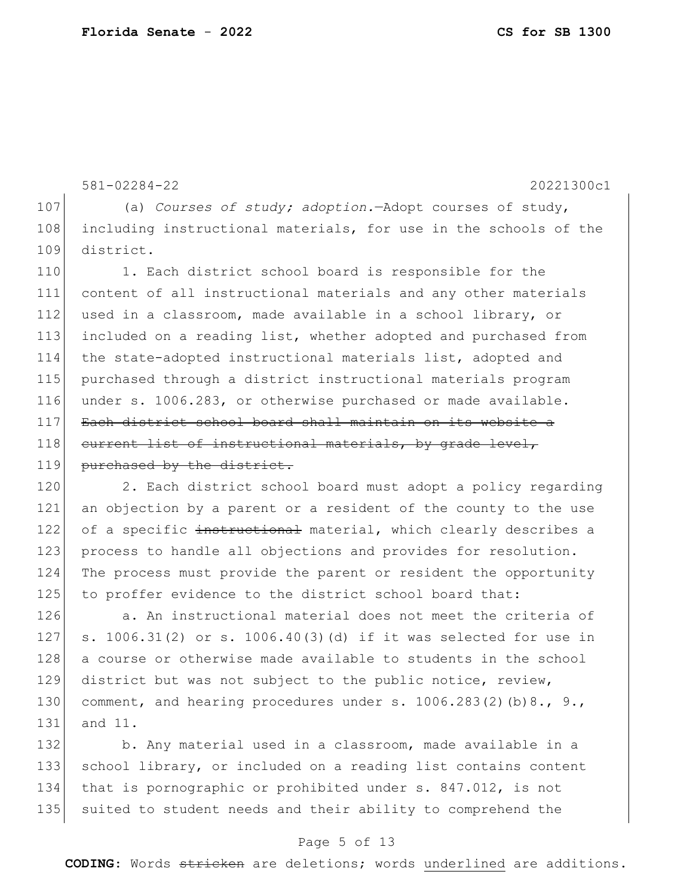581-02284-22 20221300c1

107 (a) *Courses of study; adoption.*—Adopt courses of study,
108 including instructional materials, for use in the schools of the
109 district.

110 1. Each district school board is responsible for the
111 content of all instructional materials and any other materials
112 used in a classroom, made available in a school library, or
113 included on a reading list, whether adopted and purchased from
114 the state-adopted instructional materials list, adopted and
115 purchased through a district instructional materials program
116 under s. 1006.283, or otherwise purchased or made available.
117 ~~Each district school board shall maintain on its website a~~
118 ~~current list of instructional materials, by grade level,~~
119 ~~purchased by the district.~~

120 2. Each district school board must adopt a policy regarding
121 an objection by a parent or a resident of the county to the use
122 of a specific ~~instructional~~ material, which clearly describes a
123 process to handle all objections and provides for resolution.
124 The process must provide the parent or resident the opportunity
125 to proffer evidence to the district school board that:

126 a. An instructional material does not meet the criteria of
127 s. 1006.31(2) or s. 1006.40(3)(d) if it was selected for use in
128 a course or otherwise made available to students in the school
129 district but was not subject to the public notice, review,
130 comment, and hearing procedures under s. 1006.283(2)(b)8., 9.,
131 and 11.

132 b. Any material used in a classroom, made available in a
133 school library, or included on a reading list contains content
134 that is pornographic or prohibited under s. 847.012, is not
135 suited to student needs and their ability to comprehend the

**CODING:** Words ~~stricken~~ are deletions; words underlined are additions.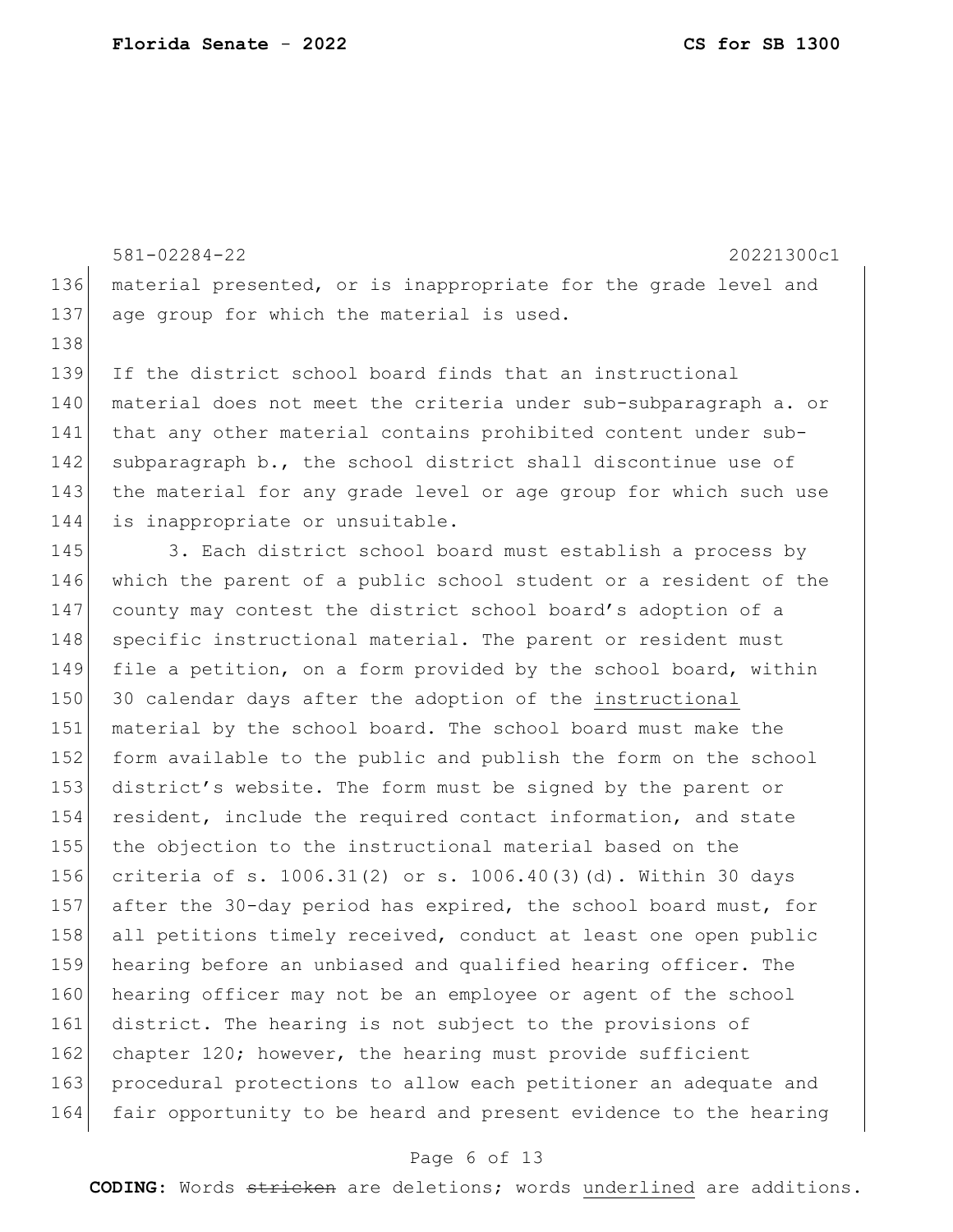material presented, or is inappropriate for the grade level and age group for which the material is used.

If the district school board finds that an instructional material does not meet the criteria under sub-subparagraph a. or that any other material contains prohibited content under sub-subparagraph b., the school district shall discontinue use of the material for any grade level or age group for which such use is inappropriate or unsuitable.

3. Each district school board must establish a process by which the parent of a public school student or a resident of the county may contest the district school board's adoption of a specific instructional material. The parent or resident must file a petition, on a form provided by the school board, within 30 calendar days after the adoption of the <u>instructional</u> material by the school board. The school board must make the form available to the public and publish the form on the school district's website. The form must be signed by the parent or resident, include the required contact information, and state the objection to the instructional material based on the criteria of s. 1006.31(2) or s. 1006.40(3)(d). Within 30 days after the 30-day period has expired, the school board must, for all petitions timely received, conduct at least one open public hearing before an unbiased and qualified hearing officer. The hearing officer may not be an employee or agent of the school district. The hearing is not subject to the provisions of chapter 120; however, the hearing must provide sufficient procedural protections to allow each petitioner an adequate and fair opportunity to be heard and present evidence to the hearing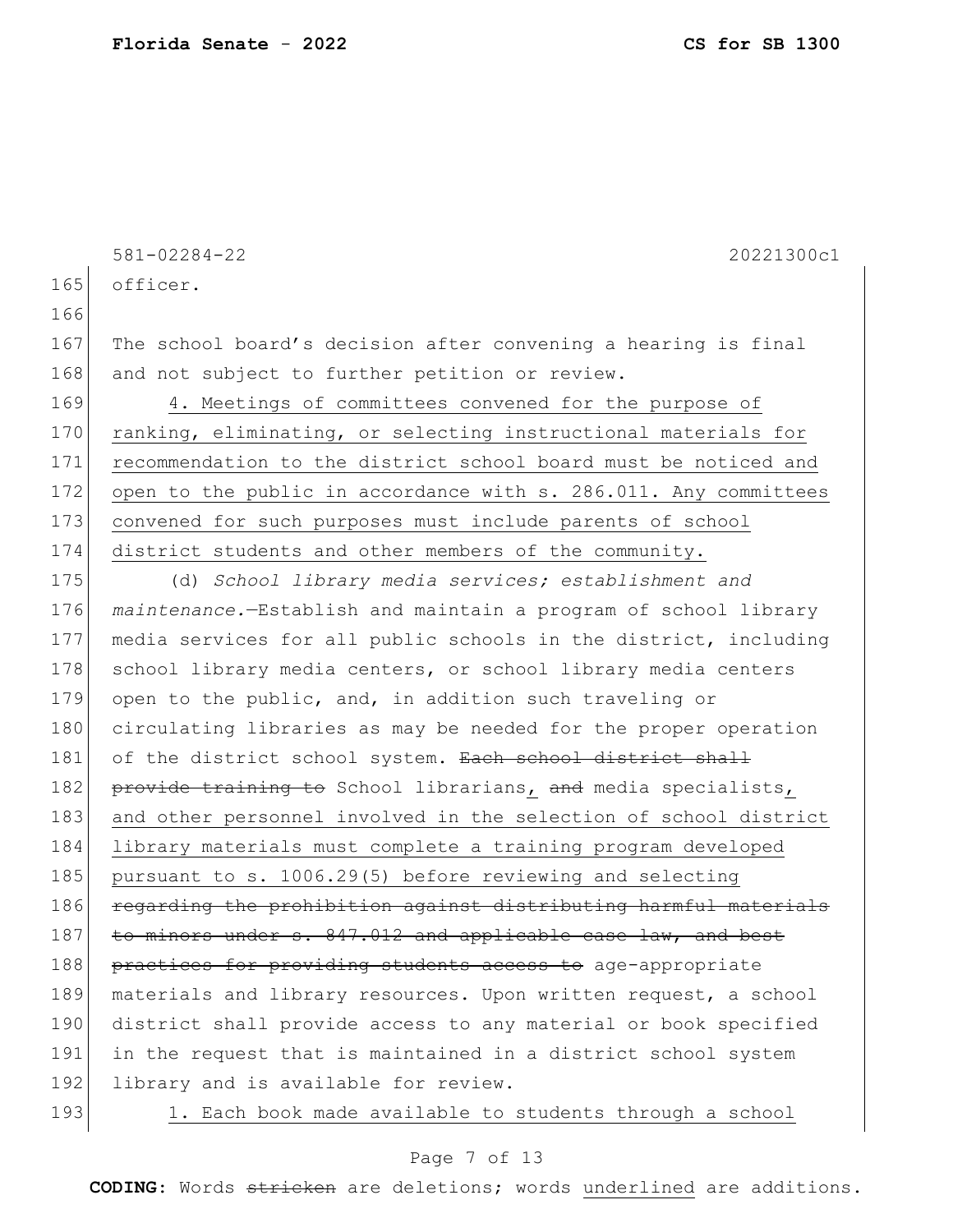officer.

The school board's decision after convening a hearing is final and not subject to further petition or review.

4. Meetings of committees convened for the purpose of ranking, eliminating, or selecting instructional materials for recommendation to the district school board must be noticed and open to the public in accordance with s. 286.011. Any committees convened for such purposes must include parents of school district students and other members of the community.

(d) *School library media services; establishment and maintenance.*—Establish and maintain a program of school library media services for all public schools in the district, including school library media centers, or school library media centers open to the public, and, in addition such traveling or circulating libraries as may be needed for the proper operation of the district school system. ~~Each school district shall provide training to~~ School librarians, ~~and~~ media specialists, and other personnel involved in the selection of school district library materials must complete a training program developed pursuant to s. 1006.29(5) before reviewing and selecting ~~regarding the prohibition against distributing harmful materials to minors under s. 847.012 and applicable case law, and best practices for providing students access to~~ age-appropriate materials and library resources. Upon written request, a school district shall provide access to any material or book specified in the request that is maintained in a district school system library and is available for review.

1. Each book made available to students through a school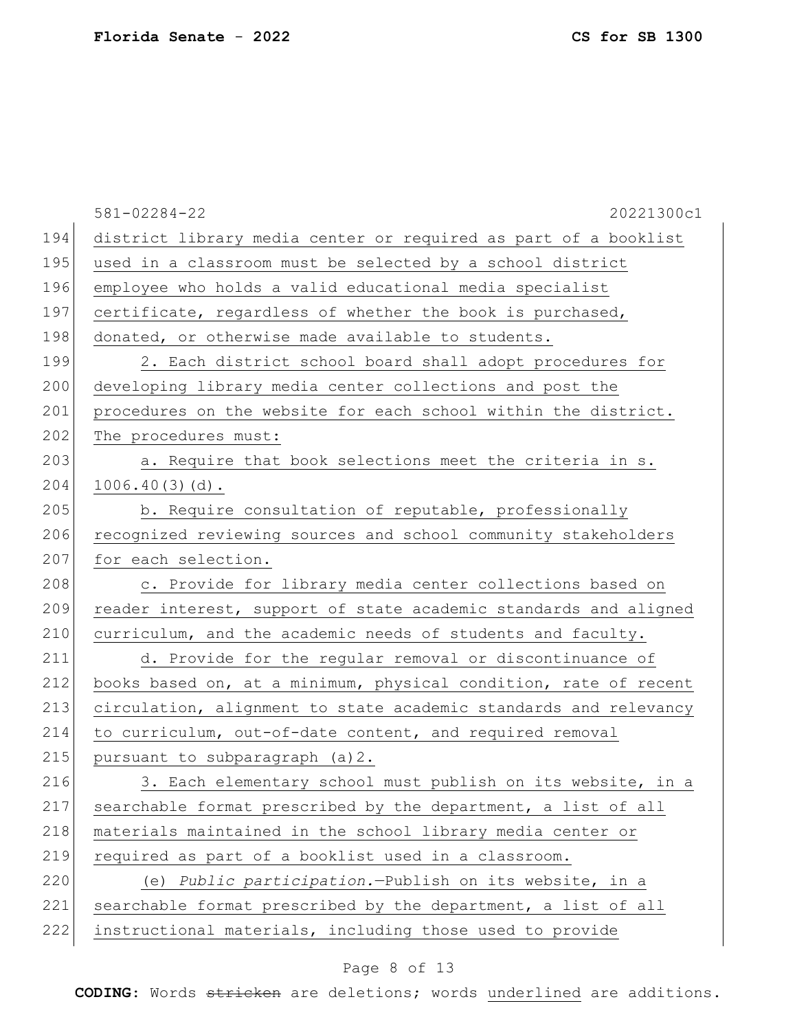district library media center or required as part of a booklist used in a classroom must be selected by a school district employee who holds a valid educational media specialist certificate, regardless of whether the book is purchased, donated, or otherwise made available to students.

2. Each district school board shall adopt procedures for developing library media center collections and post the procedures on the website for each school within the district. The procedures must:

a. Require that book selections meet the criteria in s. 1006.40(3)(d).

b. Require consultation of reputable, professionally recognized reviewing sources and school community stakeholders for each selection.

c. Provide for library media center collections based on reader interest, support of state academic standards and aligned curriculum, and the academic needs of students and faculty.

d. Provide for the regular removal or discontinuance of books based on, at a minimum, physical condition, rate of recent circulation, alignment to state academic standards and relevancy to curriculum, out-of-date content, and required removal pursuant to subparagraph (a)2.

3. Each elementary school must publish on its website, in a searchable format prescribed by the department, a list of all materials maintained in the school library media center or required as part of a booklist used in a classroom.

(e) *Public participation.*—Publish on its website, in a searchable format prescribed by the department, a list of all instructional materials, including those used to provide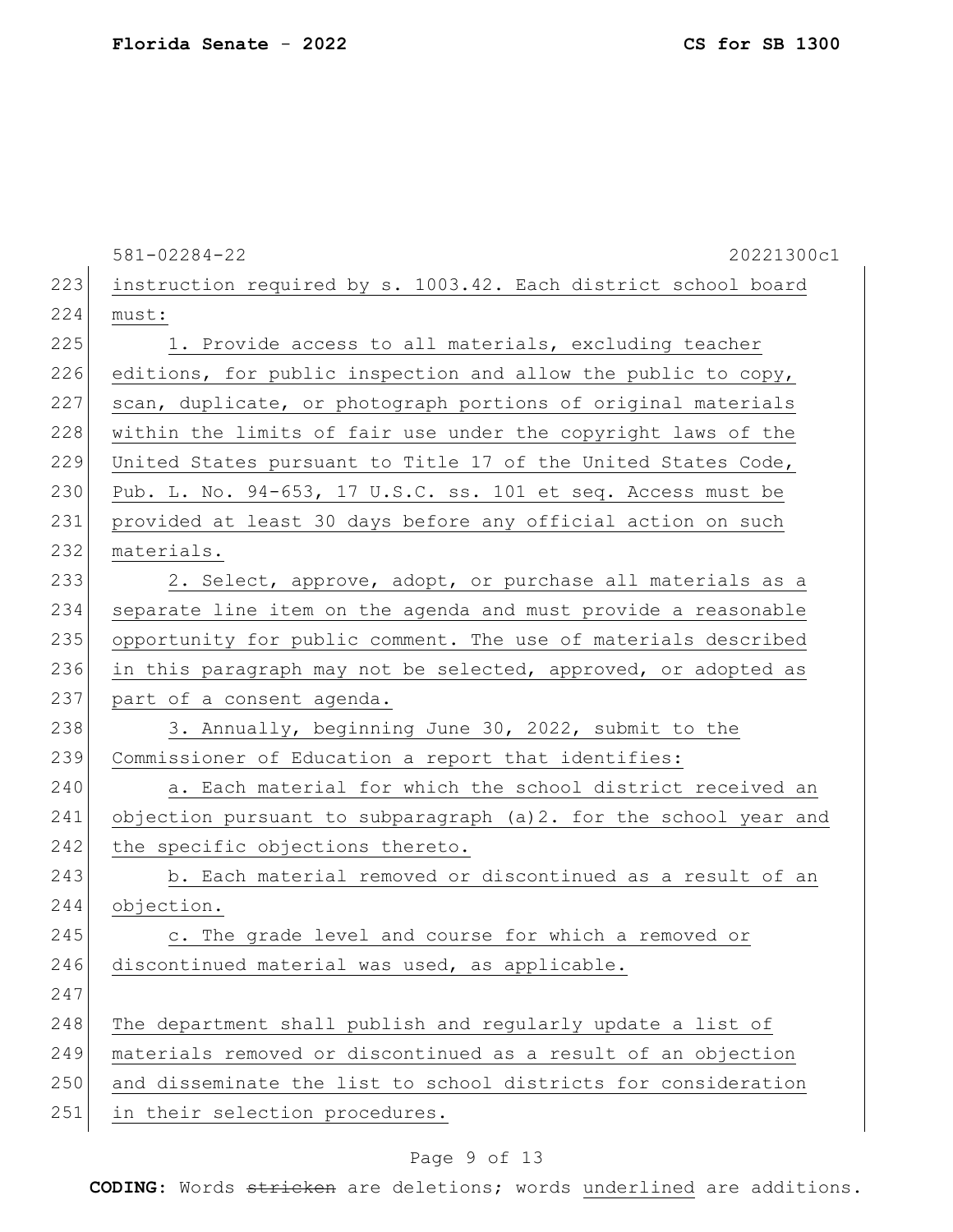instruction required by s. 1003.42. Each district school board must:

1. Provide access to all materials, excluding teacher editions, for public inspection and allow the public to copy, scan, duplicate, or photograph portions of original materials within the limits of fair use under the copyright laws of the United States pursuant to Title 17 of the United States Code, Pub. L. No. 94-653, 17 U.S.C. ss. 101 et seq. Access must be provided at least 30 days before any official action on such materials.

2. Select, approve, adopt, or purchase all materials as a separate line item on the agenda and must provide a reasonable opportunity for public comment. The use of materials described in this paragraph may not be selected, approved, or adopted as part of a consent agenda.

3. Annually, beginning June 30, 2022, submit to the Commissioner of Education a report that identifies:

a. Each material for which the school district received an objection pursuant to subparagraph (a)2. for the school year and the specific objections thereto.

b. Each material removed or discontinued as a result of an objection.

c. The grade level and course for which a removed or discontinued material was used, as applicable.

The department shall publish and regularly update a list of materials removed or discontinued as a result of an objection and disseminate the list to school districts for consideration in their selection procedures.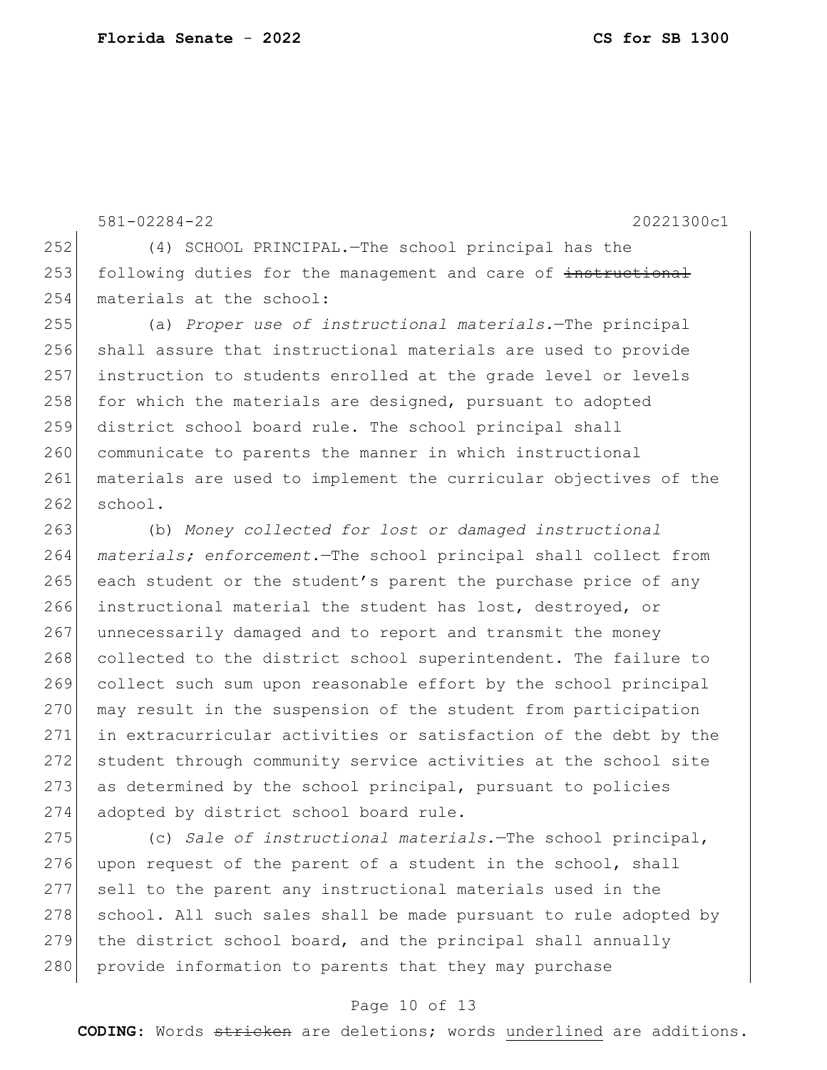581-02284-22 20221300c1

252 (4) SCHOOL PRINCIPAL.—The school principal has the
253 following duties for the management and care of ~~instructional~~
254 materials at the school:

255 (a) *Proper use of instructional materials.*—The principal
256 shall assure that instructional materials are used to provide
257 instruction to students enrolled at the grade level or levels
258 for which the materials are designed, pursuant to adopted
259 district school board rule. The school principal shall
260 communicate to parents the manner in which instructional
261 materials are used to implement the curricular objectives of the
262 school.

263 (b) *Money collected for lost or damaged instructional*
264 *materials; enforcement.*—The school principal shall collect from
265 each student or the student's parent the purchase price of any
266 instructional material the student has lost, destroyed, or
267 unnecessarily damaged and to report and transmit the money
268 collected to the district school superintendent. The failure to
269 collect such sum upon reasonable effort by the school principal
270 may result in the suspension of the student from participation
271 in extracurricular activities or satisfaction of the debt by the
272 student through community service activities at the school site
273 as determined by the school principal, pursuant to policies
274 adopted by district school board rule.

275 (c) *Sale of instructional materials.*—The school principal,
276 upon request of the parent of a student in the school, shall
277 sell to the parent any instructional materials used in the
278 school. All such sales shall be made pursuant to rule adopted by
279 the district school board, and the principal shall annually
280 provide information to parents that they may purchase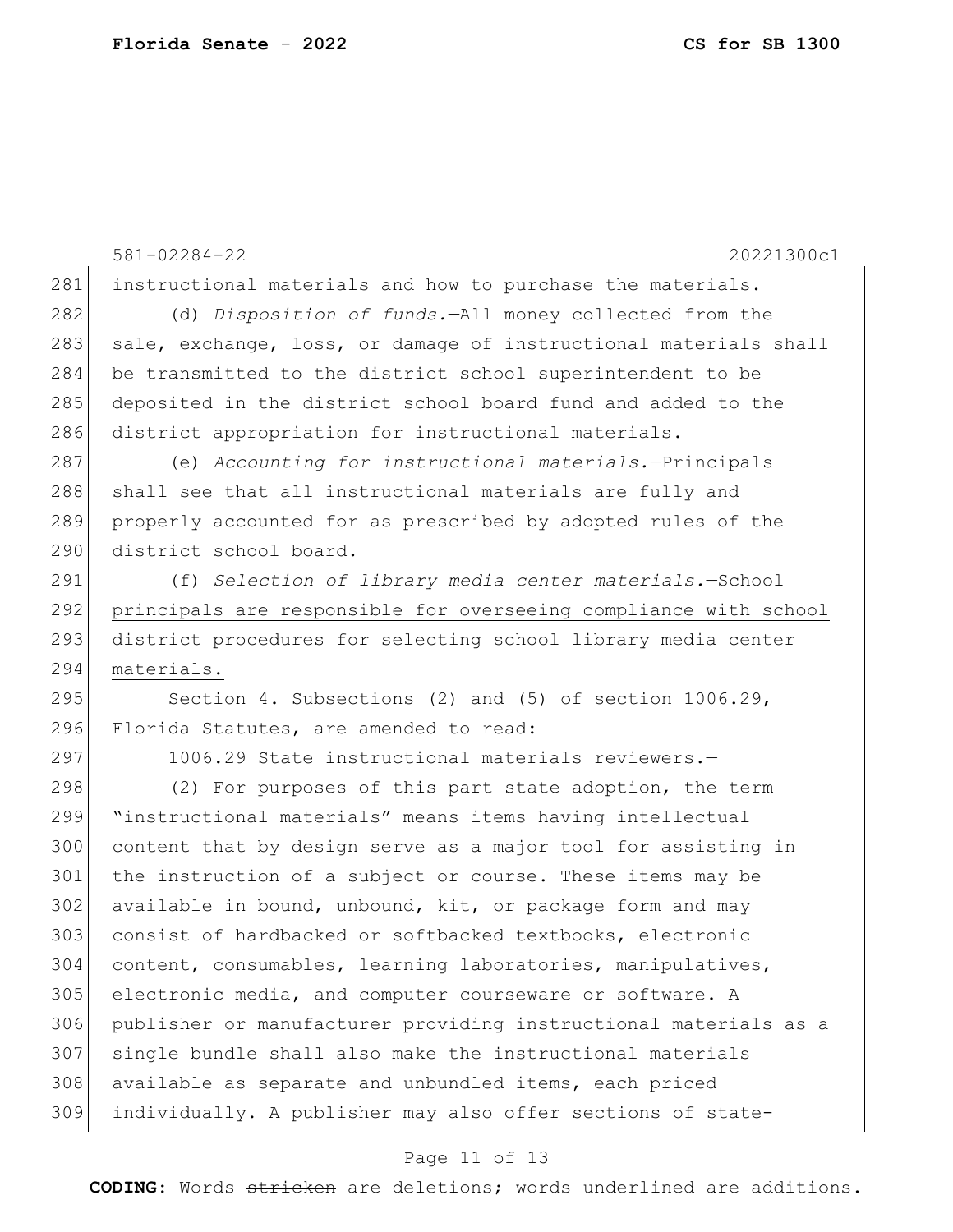instructional materials and how to purchase the materials.

(d) *Disposition of funds.*—All money collected from the sale, exchange, loss, or damage of instructional materials shall be transmitted to the district school superintendent to be deposited in the district school board fund and added to the district appropriation for instructional materials.

(e) *Accounting for instructional materials.*—Principals shall see that all instructional materials are fully and properly accounted for as prescribed by adopted rules of the district school board.

<u>(f) *Selection of library media center materials.*—School principals are responsible for overseeing compliance with school district procedures for selecting school library media center materials.</u>

Section 4. Subsections (2) and (5) of section 1006.29, Florida Statutes, are amended to read:

1006.29 State instructional materials reviewers.—

(2) For purposes of <u>this part</u> ~~state adoption~~, the term "instructional materials" means items having intellectual content that by design serve as a major tool for assisting in the instruction of a subject or course. These items may be available in bound, unbound, kit, or package form and may consist of hardbacked or softbacked textbooks, electronic content, consumables, learning laboratories, manipulatives, electronic media, and computer courseware or software. A publisher or manufacturer providing instructional materials as a single bundle shall also make the instructional materials available as separate and unbundled items, each priced individually. A publisher may also offer sections of state-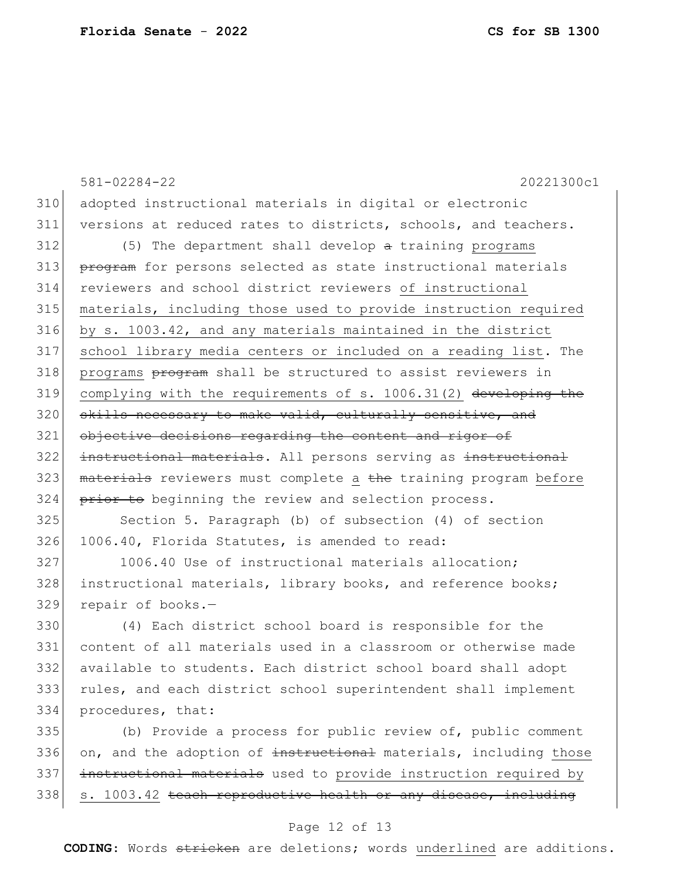581-02284-22 20221300c1

310 adopted instructional materials in digital or electronic
311 versions at reduced rates to districts, schools, and teachers.

312 (5) The department shall develop ~~a~~ training <u>programs</u>
313 ~~program~~ for persons selected as state instructional materials
314 reviewers and school district reviewers <u>of instructional</u>
315 <u>materials, including those used to provide instruction required</u>
316 <u>by s. 1003.42, and any materials maintained in the district</u>
317 <u>school library media centers or included on a reading list</u>. The
318 <u>programs</u> ~~program~~ shall be structured to assist reviewers in
319 <u>complying with the requirements of s. 1006.31(2)</u> ~~developing the~~
320 ~~skills necessary to make valid, culturally sensitive, and~~
321 ~~objective decisions regarding the content and rigor of~~
322 ~~instructional materials~~. All persons serving as ~~instructional~~
323 ~~materials~~ reviewers must complete <u>a</u> ~~the~~ training program <u>before</u>
324 ~~prior to~~ beginning the review and selection process.

325 Section 5. Paragraph (b) of subsection (4) of section
326 1006.40, Florida Statutes, is amended to read:

327 1006.40 Use of instructional materials allocation;
328 instructional materials, library books, and reference books;
329 repair of books.—

330 (4) Each district school board is responsible for the
331 content of all materials used in a classroom or otherwise made
332 available to students. Each district school board shall adopt
333 rules, and each district school superintendent shall implement
334 procedures, that:

335 (b) Provide a process for public review of, public comment
336 on, and the adoption of ~~instructional~~ materials, including <u>those</u>
337 ~~instructional materials~~ used to <u>provide instruction required by</u>
338 <u>s. 1003.42</u> ~~teach reproductive health or any disease, including~~

**CODING:** Words ~~stricken~~ are deletions; words <u>underlined</u> are additions.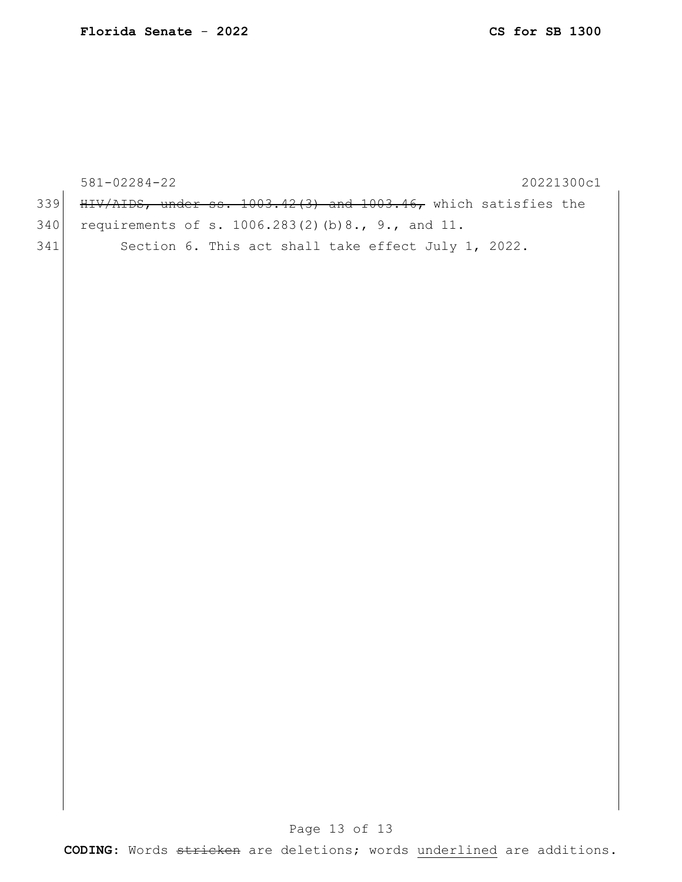581-02284-22 20221300c1

339 ~~HIV/AIDS, under ss. 1003.42(3) and 1003.46,~~ which satisfies the

340 requirements of s. 1006.283(2)(b)8., 9., and 11.

341 Section 6. This act shall take effect July 1, 2022.

**CODING:** Words ~~stricken~~ are deletions; words underlined are additions.